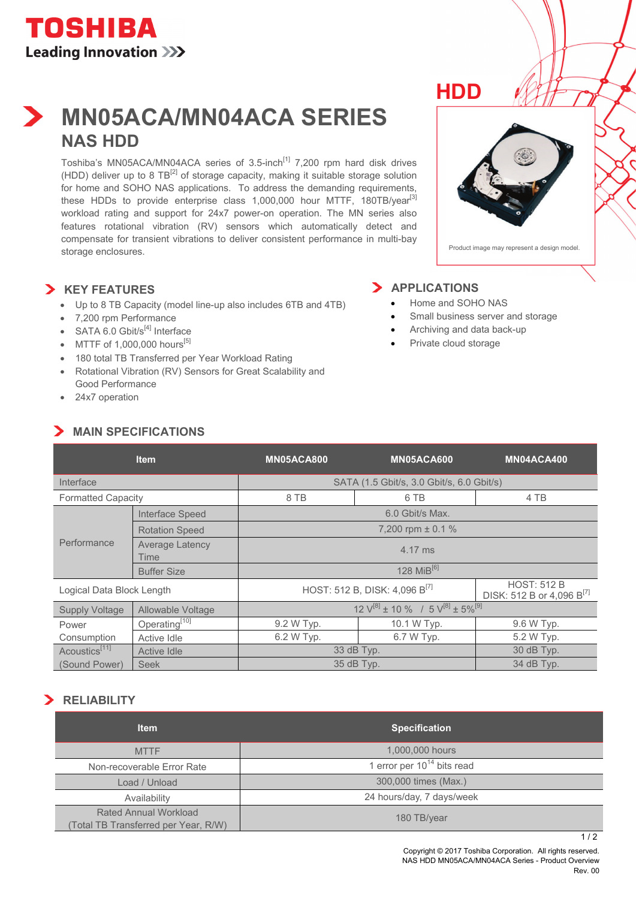TOSHIBA
Leading Innovation

HDD

# MN05ACA/MN04ACA SERIES

## NAS HDD

Toshiba's MN05ACA/MN04ACA series of 3.5-inch[1] 7,200 rpm hard disk drives (HDD) deliver up to 8 TB[2] of storage capacity, making it suitable storage solution for home and SOHO NAS applications. To address the demanding requirements, these HDDs to provide enterprise class 1,000,000 hour MTTF, 180TB/year[3] workload rating and support for 24x7 power-on operation. The MN series also features rotational vibration (RV) sensors which automatically detect and compensate for transient vibrations to deliver consistent performance in multi-bay storage enclosures.

Product image may represent a design model.

### KEY FEATURES

- Up to 8 TB Capacity (model line-up also includes 6TB and 4TB)
- 7,200 rpm Performance
- SATA 6.0 Gbit/s[4] Interface
- MTTF of 1,000,000 hours[5]
- 180 total TB Transferred per Year Workload Rating
- Rotational Vibration (RV) Sensors for Great Scalability and Good Performance
- 24x7 operation

### APPLICATIONS

- Home and SOHO NAS
- Small business server and storage
- Archiving and data back-up
- Private cloud storage

### MAIN SPECIFICATIONS

| Item | | MN05ACA800 | MN05ACA600 | MN04ACA400 |
|---|---|---|---|---|
| Interface | | SATA (1.5 Gbit/s, 3.0 Gbit/s, 6.0 Gbit/s) | | |
| Formatted Capacity | | 8 TB | 6 TB | 4 TB |
| Performance | Interface Speed | 6.0 Gbit/s Max. | | |
| | Rotation Speed | 7,200 rpm ± 0.1 % | | |
| | Average Latency Time | 4.17 ms | | |
| | Buffer Size | 128 MiB[6] | | |
| Logical Data Block Length | | HOST: 512 B, DISK: 4,096 B[7] | | HOST: 512 B DISK: 512 B or 4,096 B[7] |
| Supply Voltage | Allowable Voltage | 12 V[8] ± 10 % / 5 V[8] ± 5%[9] | | |
| Power Consumption | Operating[10] | 9.2 W Typ. | 10.1 W Typ. | 9.6 W Typ. |
| | Active Idle | 6.2 W Typ. | 6.7 W Typ. | 5.2 W Typ. |
| Acoustics[11] (Sound Power) | Active Idle | 33 dB Typ. | | 30 dB Typ. |
| | Seek | 35 dB Typ. | | 34 dB Typ. |

### RELIABILITY

| Item | Specification |
|---|---|
| MTTF | 1,000,000 hours |
| Non-recoverable Error Rate | 1 error per $10^{14}$ bits read |
| Load / Unload | 300,000 times (Max.) |
| Availability | 24 hours/day, 7 days/week |
| Rated Annual Workload (Total TB Transferred per Year, R/W) | 180 TB/year |

Copyright © 2017 Toshiba Corporation. All rights reserved.
NAS HDD MN05ACA/MN04ACA Series - Product Overview
Rev. 00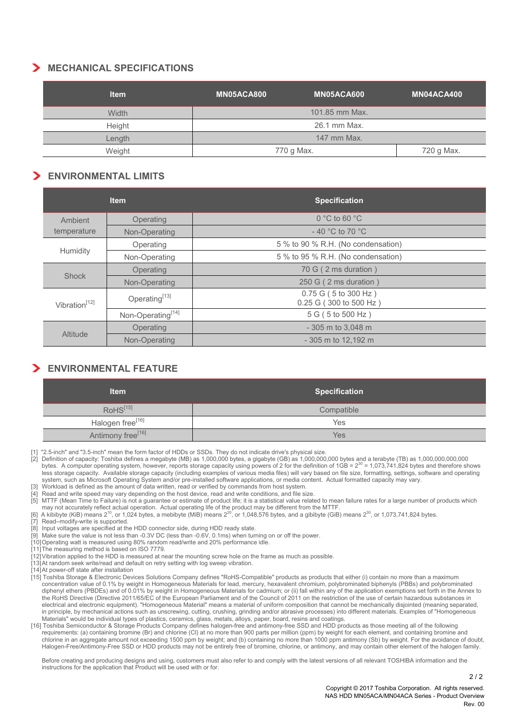## MECHANICAL SPECIFICATIONS

| Item | MN05ACA800 | MN05ACA600 | MN04ACA400 |
|---|---|---|---|
| Width | 101.85 mm Max. | | |
| Height | 26.1 mm Max. | | |
| Length | 147 mm Max. | | |
| Weight | 770 g Max. | | 720 g Max. |

## ENVIRONMENTAL LIMITS

| Item | | Specification |
|---|---|---|
| Ambient temperature | Operating | 0 °C to 60 °C |
| | Non-Operating | - 40 °C to 70 °C |
| Humidity | Operating | 5 % to 90 % R.H. (No condensation) |
| | Non-Operating | 5 % to 95 % R.H. (No condensation) |
| Shock | Operating | 70 G ( 2 ms duration ) |
| | Non-Operating | 250 G ( 2 ms duration ) |
| Vibration[12] | Operating[13] | 0.75 G ( 5 to 300 Hz ) 0.25 G ( 300 to 500 Hz ) |
| | Non-Operating[14] | 5 G ( 5 to 500 Hz ) |
| Altitude | Operating | - 305 m to 3,048 m |
| | Non-Operating | - 305 m to 12,192 m |

## ENVIRONMENTAL FEATURE

| Item | Specification |
|---|---|
| RoHS[15] | Compatible |
| Halogen free[16] | Yes |
| Antimony free[16] | Yes |

[1] "2.5-inch" and "3.5-inch" mean the form factor of HDDs or SSDs. They do not indicate drive's physical size.
[2] Definition of capacity: Toshiba defines a megabyte (MB) as 1,000,000 bytes, a gigabyte (GB) as 1,000,000,000 bytes and a terabyte (TB) as 1,000,000,000,000 bytes. A computer operating system, however, reports storage capacity using powers of 2 for the definition of 1GB = $2^{30}$ = 1,073,741,824 bytes and therefore shows less storage capacity. Available storage capacity (including examples of various media files) will vary based on file size, formatting, settings, software and operating system, such as Microsoft Operating System and/or pre-installed software applications, or media content. Actual formatted capacity may vary.
[3] Workload is defined as the amount of data written, read or verified by commands from host system.
[4] Read and write speed may vary depending on the host device, read and write conditions, and file size.
[5] MTTF (Mean Time to Failure) is not a guarantee or estimate of product life; it is a statistical value related to mean failure rates for a large number of products which may not accurately reflect actual operation. Actual operating life of the product may be different from the MTTF.
[6] A kibibyte (KiB) means $2^{10}$, or 1,024 bytes, a mebibyte (MiB) means $2^{20}$, or 1,048,576 bytes, and a gibibyte (GiB) means $2^{30}$, or 1,073,741,824 bytes.
[7] Read–modify-write is supported.
[8] Input voltages are specified at the HDD connector side, during HDD ready state.
[9] Make sure the value is not less than -0.3V DC (less than -0.6V, 0.1ms) when turning on or off the power.
[10] Operating watt is measured using 80% random read/write and 20% performance idle.
[11] The measuring method is based on ISO 7779.
[12] Vibration applied to the HDD is measured at near the mounting screw hole on the frame as much as possible.
[13] At random seek write/read and default on retry setting with log sweep vibration.
[14] At power-off state after installation
[15] Toshiba Storage & Electronic Devices Solutions Company defines "RoHS-Compatible" products as products that either (i) contain no more than a maximum concentration value of 0.1% by weight in Homogeneous Materials for lead, mercury, hexavalent chromium, polybrominated biphenyls (PBBs) and polybrominated diphenyl ethers (PBDEs) and of 0.01% by weight in Homogeneous Materials for cadmium; or (ii) fall within any of the application exemptions set forth in the Annex to the RoHS Directive (Directive 2011/65/EC of the European Parliament and of the Council of 2011 on the restriction of the use of certain hazardous substances in electrical and electronic equipment). "Homogeneous Material" means a material of uniform composition that cannot be mechanically disjointed (meaning separated, in principle, by mechanical actions such as unscrewing, cutting, crushing, grinding and/or abrasive processes) into different materials. Examples of "Homogeneous Materials" would be individual types of plastics, ceramics, glass, metals, alloys, paper, board, resins and coatings.
[16] Toshiba Semiconductor & Storage Products Company defines halogen-free and antimony-free SSD and HDD products as those meeting all of the following requirements: (a) containing bromine (Br) and chlorine (Cl) at no more than 900 parts per million (ppm) by weight for each element, and containing bromine and chlorine in an aggregate amount not exceeding 1500 ppm by weight; and (b) containing no more than 1000 ppm antimony (Sb) by weight. For the avoidance of doubt, Halogen-Free/Antimony-Free SSD or HDD products may not be entirely free of bromine, chlorine, or antimony, and may contain other element of the halogen family.

Before creating and producing designs and using, customers must also refer to and comply with the latest versions of all relevant TOSHIBA information and the instructions for the application that Product will be used with or for.

Copyright © 2017 Toshiba Corporation. All rights reserved.
NAS HDD MN05ACA/MN04ACA Series - Product Overview
Rev. 00